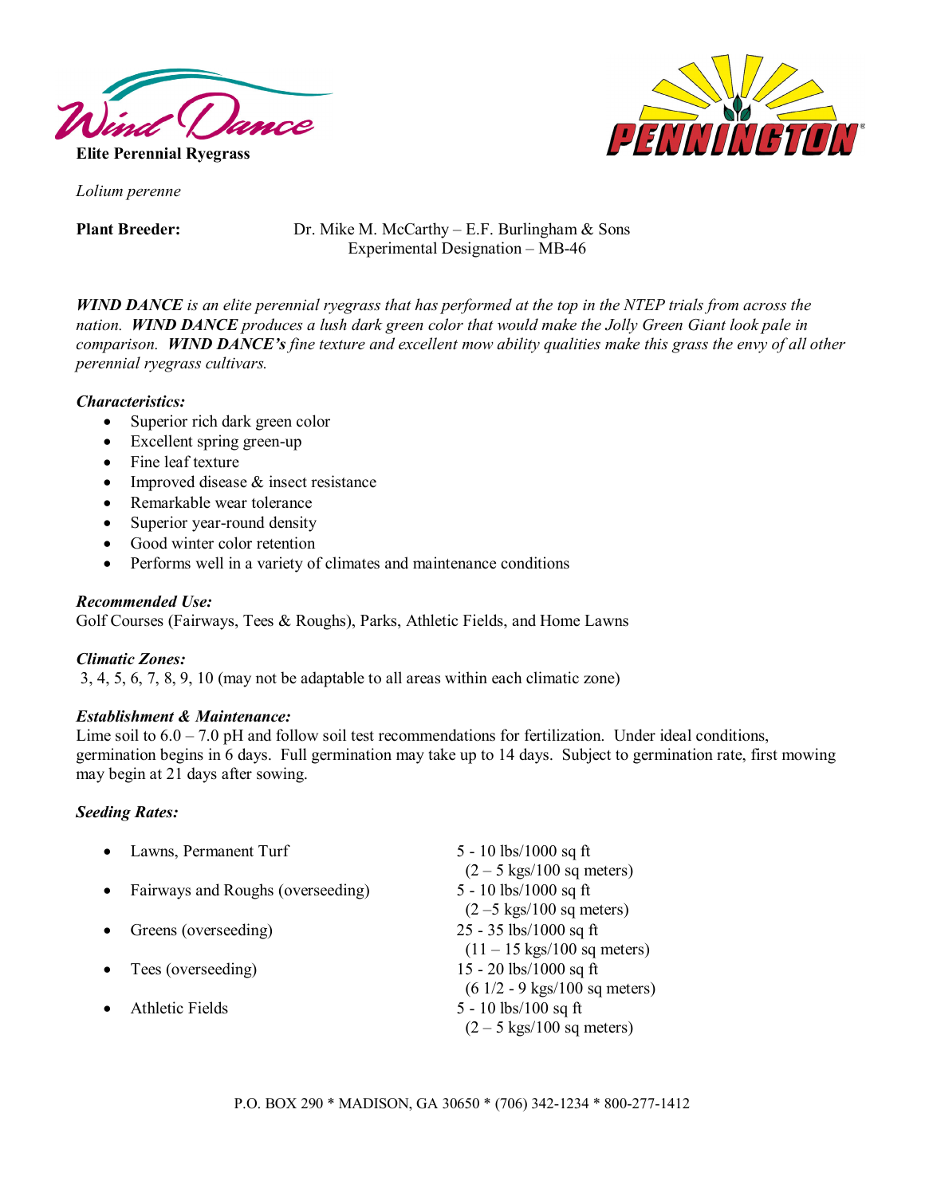# Wind Dance

**Elite Perennial Ryegrass**

PENNINGTON®

*Lolium perenne*

**Plant Breeder:** Dr. Mike M. McCarthy – E.F. Burlingham & Sons
Experimental Designation – MB-46

***WIND DANCE*** *is an elite perennial ryegrass that has performed at the top in the NTEP trials from across the nation.* ***WIND DANCE*** *produces a lush dark green color that would make the Jolly Green Giant look pale in comparison.* ***WIND DANCE's*** *fine texture and excellent mow ability qualities make this grass the envy of all other perennial ryegrass cultivars.*

***Characteristics:***

- Superior rich dark green color
- Excellent spring green-up
- Fine leaf texture
- Improved disease & insect resistance
- Remarkable wear tolerance
- Superior year-round density
- Good winter color retention
- Performs well in a variety of climates and maintenance conditions

***Recommended Use:***
Golf Courses (Fairways, Tees & Roughs), Parks, Athletic Fields, and Home Lawns

***Climatic Zones:***
3, 4, 5, 6, 7, 8, 9, 10 (may not be adaptable to all areas within each climatic zone)

***Establishment & Maintenance:***
Lime soil to 6.0 – 7.0 pH and follow soil test recommendations for fertilization. Under ideal conditions, germination begins in 6 days. Full germination may take up to 14 days. Subject to germination rate, first mowing may begin at 21 days after sowing.

***Seeding Rates:***

- Lawns, Permanent Turf — 5 - 10 lbs/1000 sq ft (2 – 5 kgs/100 sq meters)
- Fairways and Roughs (overseeding) — 5 - 10 lbs/1000 sq ft (2 –5 kgs/100 sq meters)
- Greens (overseeding) — 25 - 35 lbs/1000 sq ft (11 – 15 kgs/100 sq meters)
- Tees (overseeding) — 15 - 20 lbs/1000 sq ft (6 1/2 - 9 kgs/100 sq meters)
- Athletic Fields — 5 - 10 lbs/100 sq ft (2 – 5 kgs/100 sq meters)

P.O. BOX 290 * MADISON, GA 30650 * (706) 342-1234 * 800-277-1412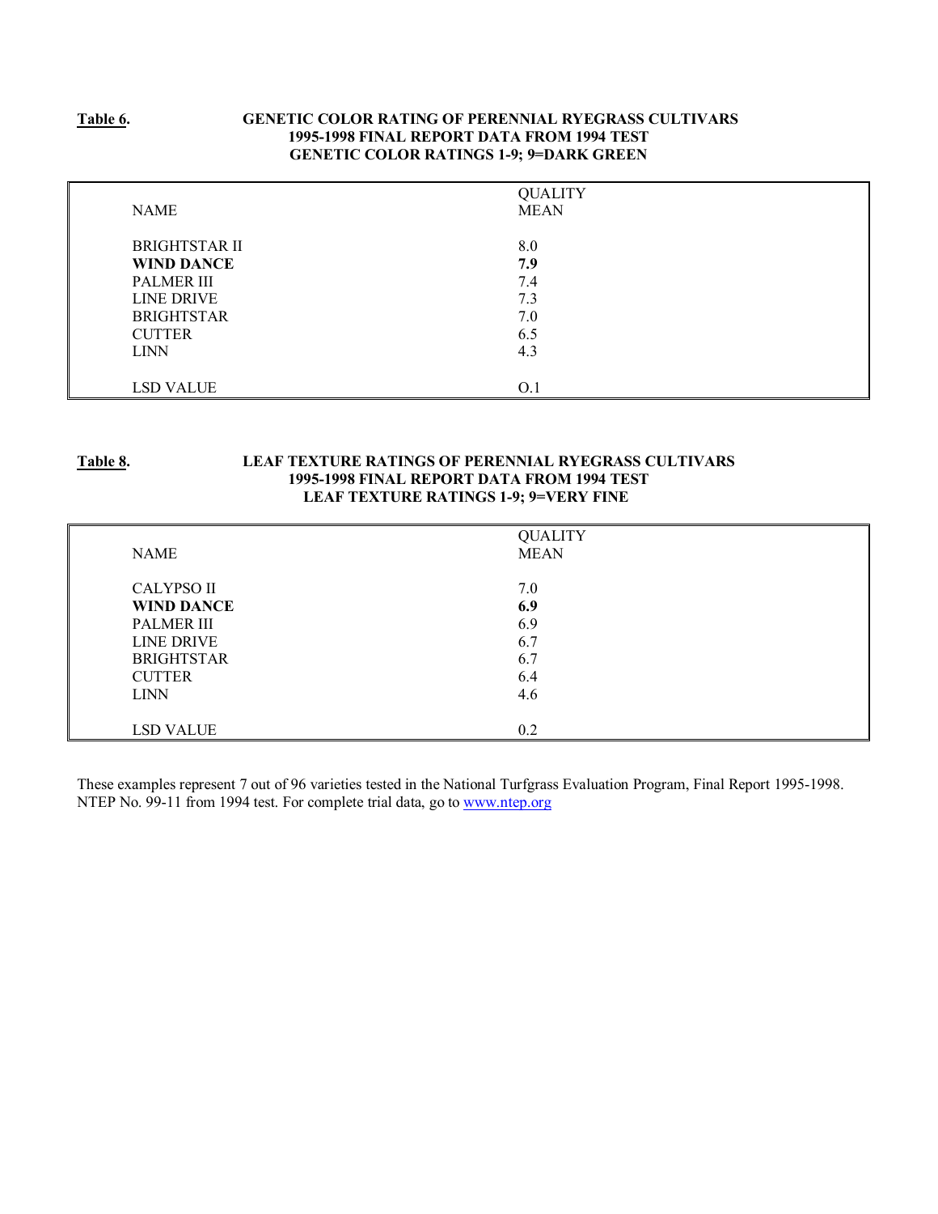**Table 6.** GENETIC COLOR RATING OF PERENNIAL RYEGRASS CULTIVARS
1995-1998 FINAL REPORT DATA FROM 1994 TEST
GENETIC COLOR RATINGS 1-9; 9=DARK GREEN

| NAME | QUALITY MEAN |
|---|---|
| BRIGHTSTAR II | 8.0 |
| **WIND DANCE** | **7.9** |
| PALMER III | 7.4 |
| LINE DRIVE | 7.3 |
| BRIGHTSTAR | 7.0 |
| CUTTER | 6.5 |
| LINN | 4.3 |
| LSD VALUE | O.1 |

**Table 8.** LEAF TEXTURE RATINGS OF PERENNIAL RYEGRASS CULTIVARS
1995-1998 FINAL REPORT DATA FROM 1994 TEST
LEAF TEXTURE RATINGS 1-9; 9=VERY FINE

| NAME | QUALITY MEAN |
|---|---|
| CALYPSO II | 7.0 |
| **WIND DANCE** | **6.9** |
| PALMER III | 6.9 |
| LINE DRIVE | 6.7 |
| BRIGHTSTAR | 6.7 |
| CUTTER | 6.4 |
| LINN | 4.6 |
| LSD VALUE | 0.2 |

These examples represent 7 out of 96 varieties tested in the National Turfgrass Evaluation Program, Final Report 1995-1998. NTEP No. 99-11 from 1994 test. For complete trial data, go to www.ntep.org